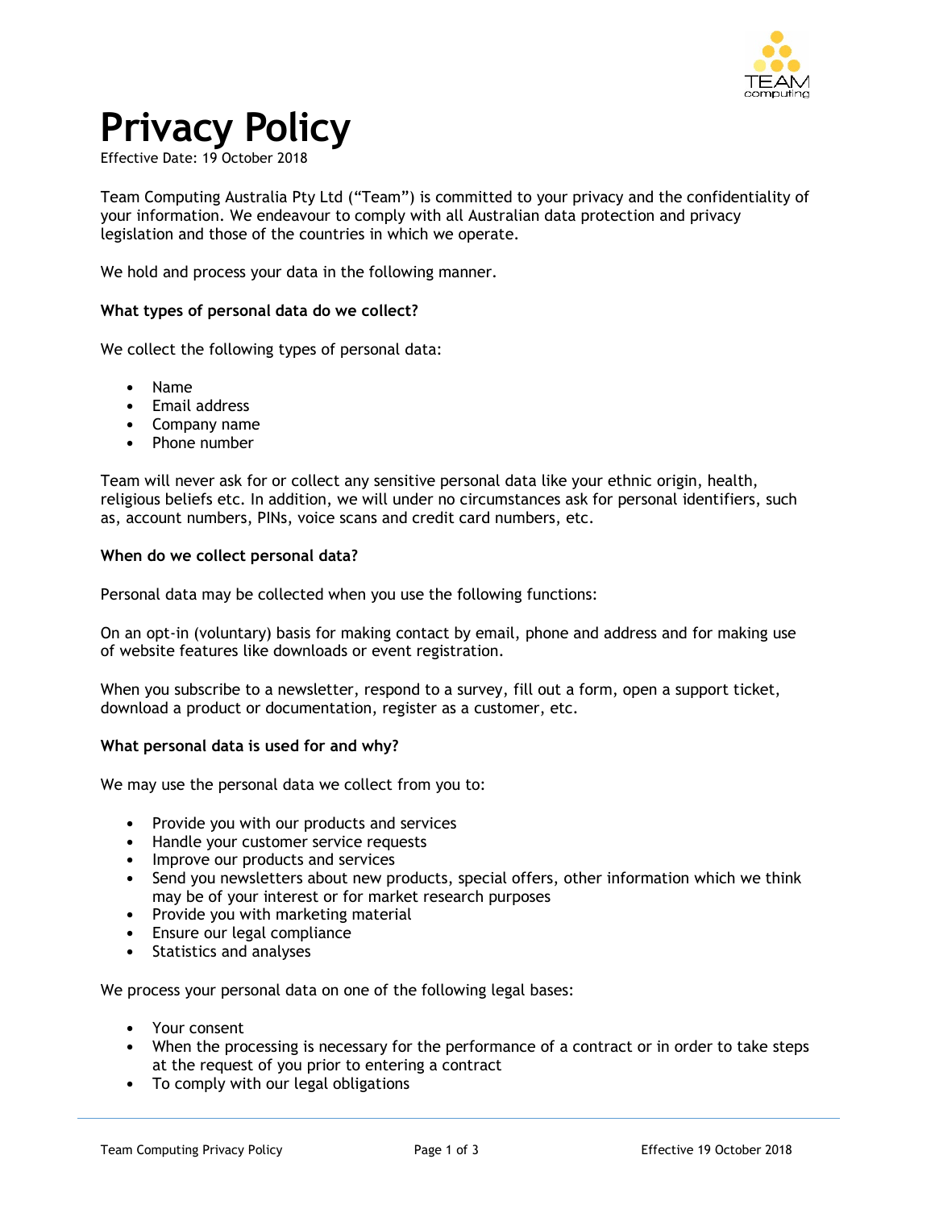# Privacy Policy

Effective Date: 19 October 2018

Team Computing Australia Pty Ltd ("Team") is committed to your privacy and the confidentiality of your information. We endeavour to comply with all Australian data protection and privacy legislation and those of the countries in which we operate.

We hold and process your data in the following manner.

**What types of personal data do we collect?**

We collect the following types of personal data:

- Name
- Email address
- Company name
- Phone number

Team will never ask for or collect any sensitive personal data like your ethnic origin, health, religious beliefs etc. In addition, we will under no circumstances ask for personal identifiers, such as, account numbers, PINs, voice scans and credit card numbers, etc.

**When do we collect personal data?**

Personal data may be collected when you use the following functions:

On an opt-in (voluntary) basis for making contact by email, phone and address and for making use of website features like downloads or event registration.

When you subscribe to a newsletter, respond to a survey, fill out a form, open a support ticket, download a product or documentation, register as a customer, etc.

**What personal data is used for and why?**

We may use the personal data we collect from you to:

- Provide you with our products and services
- Handle your customer service requests
- Improve our products and services
- Send you newsletters about new products, special offers, other information which we think may be of your interest or for market research purposes
- Provide you with marketing material
- Ensure our legal compliance
- Statistics and analyses

We process your personal data on one of the following legal bases:

- Your consent
- When the processing is necessary for the performance of a contract or in order to take steps at the request of you prior to entering a contract
- To comply with our legal obligations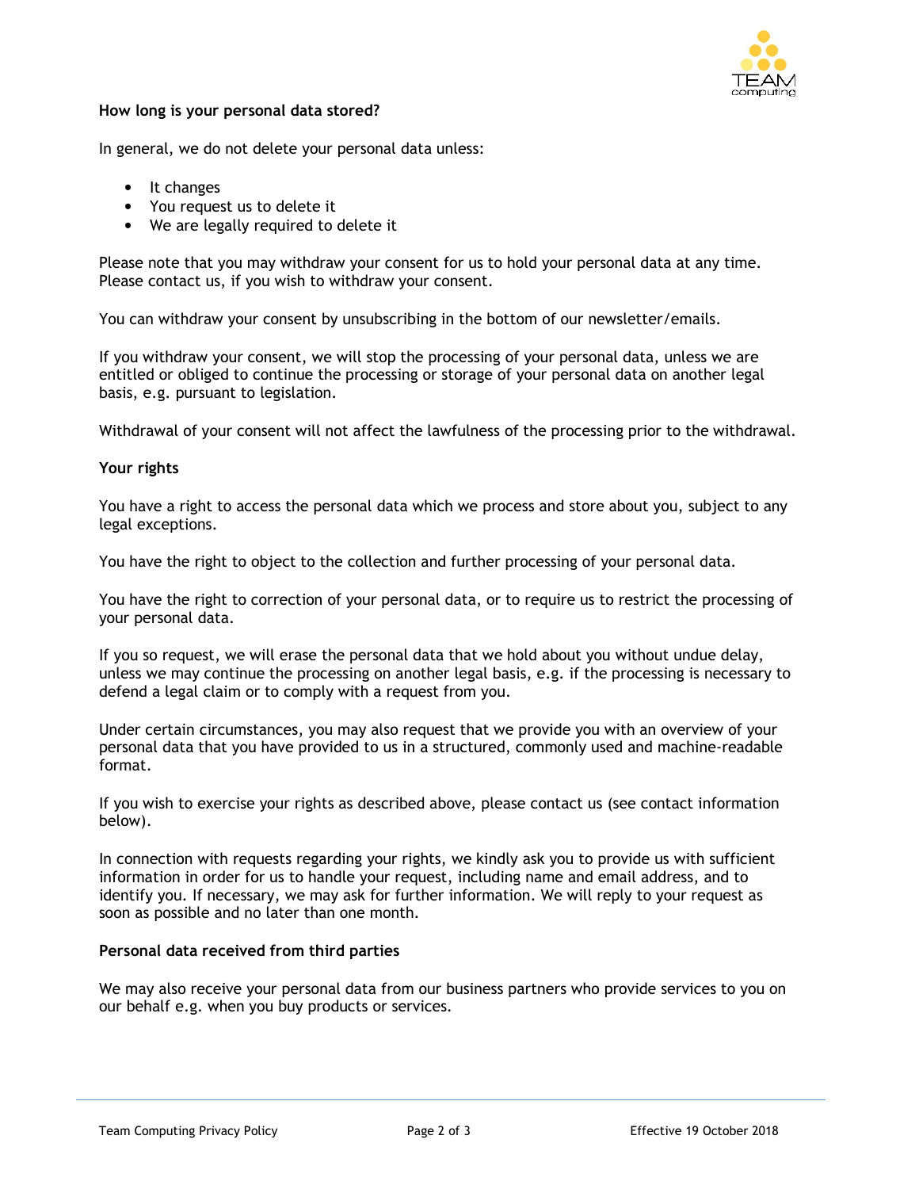**How long is your personal data stored?**

In general, we do not delete your personal data unless:

- It changes
- You request us to delete it
- We are legally required to delete it

Please note that you may withdraw your consent for us to hold your personal data at any time. Please contact us, if you wish to withdraw your consent.

You can withdraw your consent by unsubscribing in the bottom of our newsletter/emails.

If you withdraw your consent, we will stop the processing of your personal data, unless we are entitled or obliged to continue the processing or storage of your personal data on another legal basis, e.g. pursuant to legislation.

Withdrawal of your consent will not affect the lawfulness of the processing prior to the withdrawal.

**Your rights**

You have a right to access the personal data which we process and store about you, subject to any legal exceptions.

You have the right to object to the collection and further processing of your personal data.

You have the right to correction of your personal data, or to require us to restrict the processing of your personal data.

If you so request, we will erase the personal data that we hold about you without undue delay, unless we may continue the processing on another legal basis, e.g. if the processing is necessary to defend a legal claim or to comply with a request from you.

Under certain circumstances, you may also request that we provide you with an overview of your personal data that you have provided to us in a structured, commonly used and machine-readable format.

If you wish to exercise your rights as described above, please contact us (see contact information below).

In connection with requests regarding your rights, we kindly ask you to provide us with sufficient information in order for us to handle your request, including name and email address, and to identify you. If necessary, we may ask for further information. We will reply to your request as soon as possible and no later than one month.

**Personal data received from third parties**

We may also receive your personal data from our business partners who provide services to you on our behalf e.g. when you buy products or services.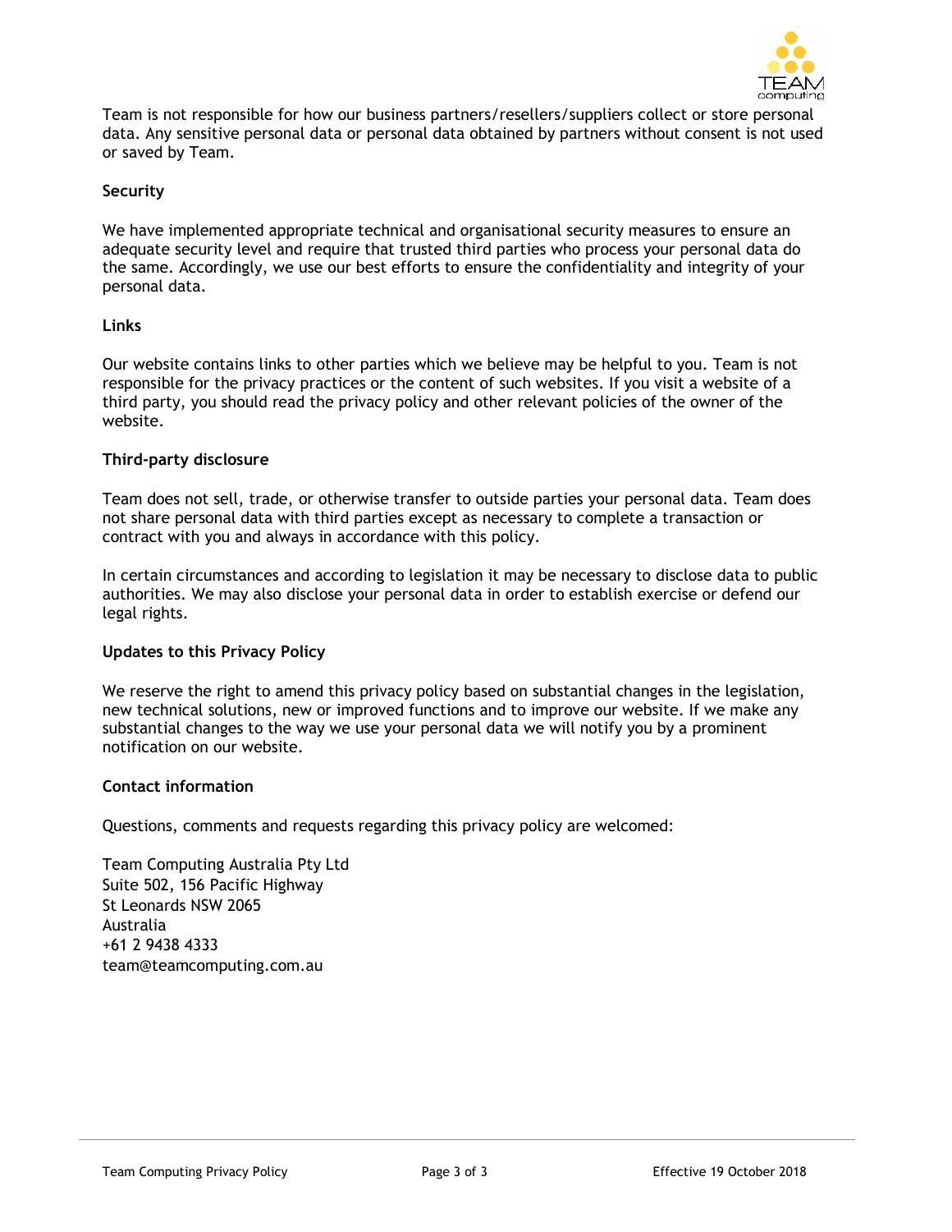Team is not responsible for how our business partners/resellers/suppliers collect or store personal data. Any sensitive personal data or personal data obtained by partners without consent is not used or saved by Team.

**Security**

We have implemented appropriate technical and organisational security measures to ensure an adequate security level and require that trusted third parties who process your personal data do the same. Accordingly, we use our best efforts to ensure the confidentiality and integrity of your personal data.

**Links**

Our website contains links to other parties which we believe may be helpful to you. Team is not responsible for the privacy practices or the content of such websites. If you visit a website of a third party, you should read the privacy policy and other relevant policies of the owner of the website.

**Third-party disclosure**

Team does not sell, trade, or otherwise transfer to outside parties your personal data. Team does not share personal data with third parties except as necessary to complete a transaction or contract with you and always in accordance with this policy.

In certain circumstances and according to legislation it may be necessary to disclose data to public authorities. We may also disclose your personal data in order to establish exercise or defend our legal rights.

**Updates to this Privacy Policy**

We reserve the right to amend this privacy policy based on substantial changes in the legislation, new technical solutions, new or improved functions and to improve our website. If we make any substantial changes to the way we use your personal data we will notify you by a prominent notification on our website.

**Contact information**

Questions, comments and requests regarding this privacy policy are welcomed:

Team Computing Australia Pty Ltd
Suite 502, 156 Pacific Highway
St Leonards NSW 2065
Australia
+61 2 9438 4333
team@teamcomputing.com.au